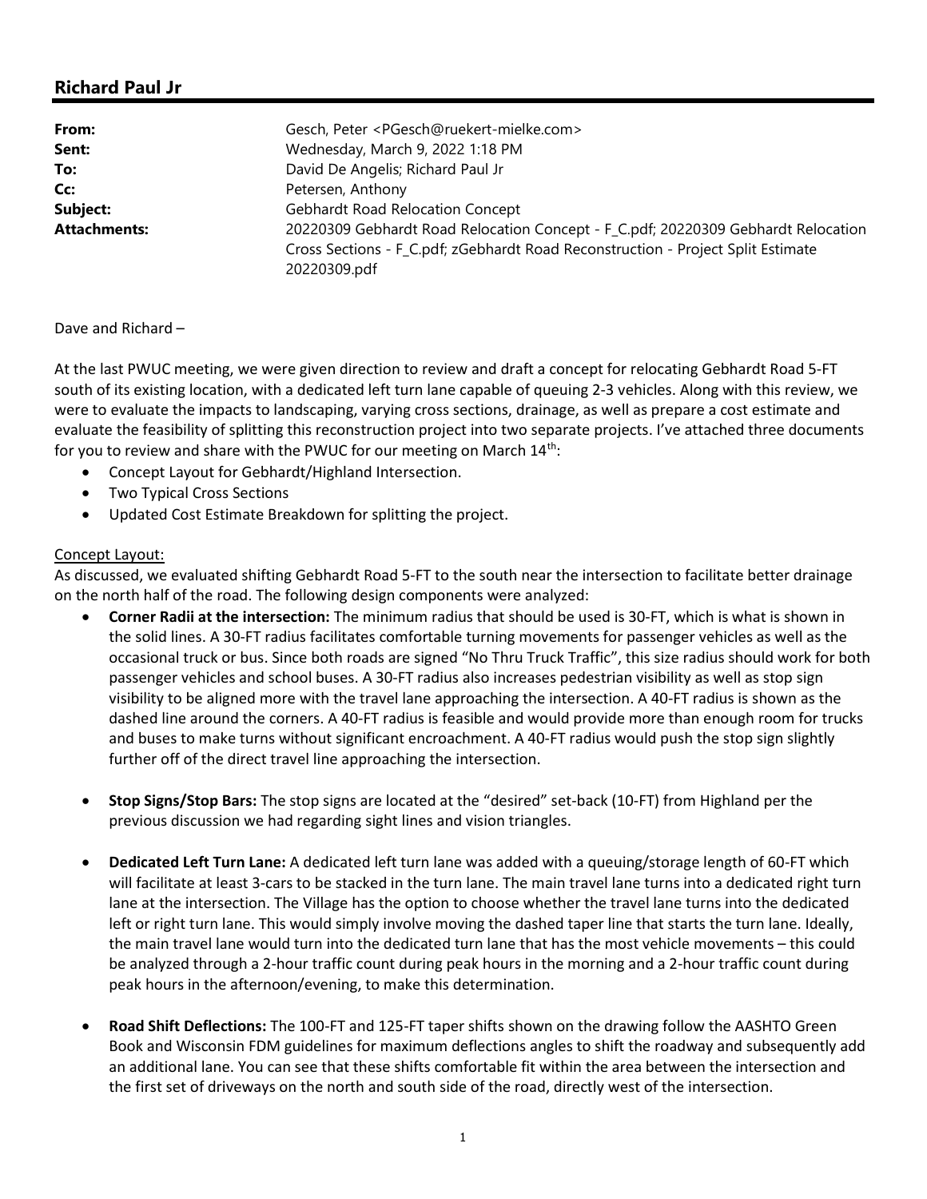## Richard Paul Jr

| | |
|---|---|
| **From:** | Gesch, Peter <PGesch@ruekert-mielke.com> |
| **Sent:** | Wednesday, March 9, 2022 1:18 PM |
| **To:** | David De Angelis; Richard Paul Jr |
| **Cc:** | Petersen, Anthony |
| **Subject:** | Gebhardt Road Relocation Concept |
| **Attachments:** | 20220309 Gebhardt Road Relocation Concept - F_C.pdf; 20220309 Gebhardt Relocation Cross Sections - F_C.pdf; zGebhardt Road Reconstruction - Project Split Estimate 20220309.pdf |

Dave and Richard –

At the last PWUC meeting, we were given direction to review and draft a concept for relocating Gebhardt Road 5-FT south of its existing location, with a dedicated left turn lane capable of queuing 2-3 vehicles. Along with this review, we were to evaluate the impacts to landscaping, varying cross sections, drainage, as well as prepare a cost estimate and evaluate the feasibility of splitting this reconstruction project into two separate projects. I've attached three documents for you to review and share with the PWUC for our meeting on March 14th:

- Concept Layout for Gebhardt/Highland Intersection.
- Two Typical Cross Sections
- Updated Cost Estimate Breakdown for splitting the project.

Concept Layout:

As discussed, we evaluated shifting Gebhardt Road 5-FT to the south near the intersection to facilitate better drainage on the north half of the road. The following design components were analyzed:

- **Corner Radii at the intersection:** The minimum radius that should be used is 30-FT, which is what is shown in the solid lines. A 30-FT radius facilitates comfortable turning movements for passenger vehicles as well as the occasional truck or bus. Since both roads are signed "No Thru Truck Traffic", this size radius should work for both passenger vehicles and school buses. A 30-FT radius also increases pedestrian visibility as well as stop sign visibility to be aligned more with the travel lane approaching the intersection. A 40-FT radius is shown as the dashed line around the corners. A 40-FT radius is feasible and would provide more than enough room for trucks and buses to make turns without significant encroachment. A 40-FT radius would push the stop sign slightly further off of the direct travel line approaching the intersection.

- **Stop Signs/Stop Bars:** The stop signs are located at the "desired" set-back (10-FT) from Highland per the previous discussion we had regarding sight lines and vision triangles.

- **Dedicated Left Turn Lane:** A dedicated left turn lane was added with a queuing/storage length of 60-FT which will facilitate at least 3-cars to be stacked in the turn lane. The main travel lane turns into a dedicated right turn lane at the intersection. The Village has the option to choose whether the travel lane turns into the dedicated left or right turn lane. This would simply involve moving the dashed taper line that starts the turn lane. Ideally, the main travel lane would turn into the dedicated turn lane that has the most vehicle movements – this could be analyzed through a 2-hour traffic count during peak hours in the morning and a 2-hour traffic count during peak hours in the afternoon/evening, to make this determination.

- **Road Shift Deflections:** The 100-FT and 125-FT taper shifts shown on the drawing follow the AASHTO Green Book and Wisconsin FDM guidelines for maximum deflections angles to shift the roadway and subsequently add an additional lane. You can see that these shifts comfortable fit within the area between the intersection and the first set of driveways on the north and south side of the road, directly west of the intersection.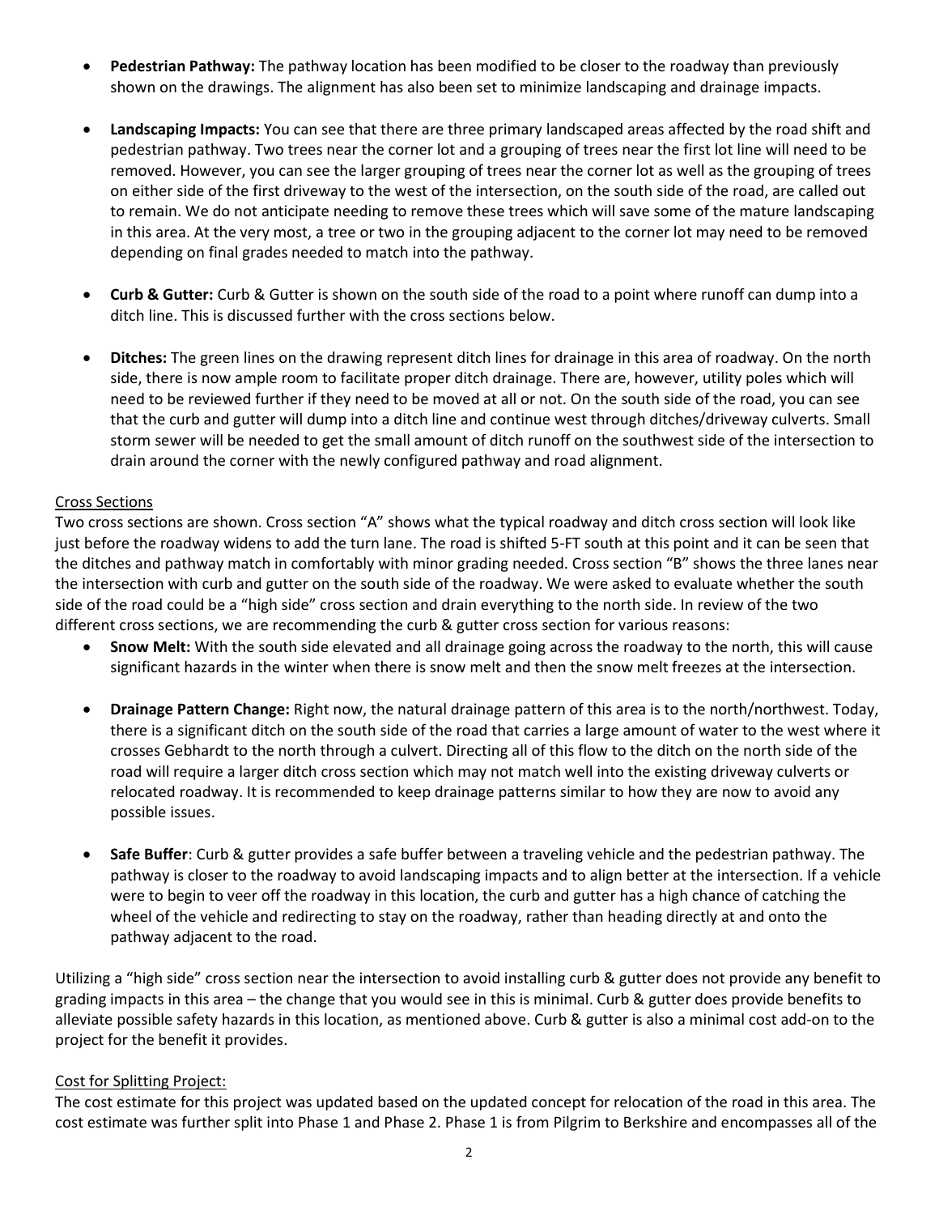- **Pedestrian Pathway:** The pathway location has been modified to be closer to the roadway than previously shown on the drawings. The alignment has also been set to minimize landscaping and drainage impacts.

- **Landscaping Impacts:** You can see that there are three primary landscaped areas affected by the road shift and pedestrian pathway. Two trees near the corner lot and a grouping of trees near the first lot line will need to be removed. However, you can see the larger grouping of trees near the corner lot as well as the grouping of trees on either side of the first driveway to the west of the intersection, on the south side of the road, are called out to remain. We do not anticipate needing to remove these trees which will save some of the mature landscaping in this area. At the very most, a tree or two in the grouping adjacent to the corner lot may need to be removed depending on final grades needed to match into the pathway.

- **Curb & Gutter:** Curb & Gutter is shown on the south side of the road to a point where runoff can dump into a ditch line. This is discussed further with the cross sections below.

- **Ditches:** The green lines on the drawing represent ditch lines for drainage in this area of roadway. On the north side, there is now ample room to facilitate proper ditch drainage. There are, however, utility poles which will need to be reviewed further if they need to be moved at all or not. On the south side of the road, you can see that the curb and gutter will dump into a ditch line and continue west through ditches/driveway culverts. Small storm sewer will be needed to get the small amount of ditch runoff on the southwest side of the intersection to drain around the corner with the newly configured pathway and road alignment.

<u>Cross Sections</u>

Two cross sections are shown. Cross section "A" shows what the typical roadway and ditch cross section will look like just before the roadway widens to add the turn lane. The road is shifted 5-FT south at this point and it can be seen that the ditches and pathway match in comfortably with minor grading needed. Cross section "B" shows the three lanes near the intersection with curb and gutter on the south side of the roadway. We were asked to evaluate whether the south side of the road could be a "high side" cross section and drain everything to the north side. In review of the two different cross sections, we are recommending the curb & gutter cross section for various reasons:

- **Snow Melt:** With the south side elevated and all drainage going across the roadway to the north, this will cause significant hazards in the winter when there is snow melt and then the snow melt freezes at the intersection.

- **Drainage Pattern Change:** Right now, the natural drainage pattern of this area is to the north/northwest. Today, there is a significant ditch on the south side of the road that carries a large amount of water to the west where it crosses Gebhardt to the north through a culvert. Directing all of this flow to the ditch on the north side of the road will require a larger ditch cross section which may not match well into the existing driveway culverts or relocated roadway. It is recommended to keep drainage patterns similar to how they are now to avoid any possible issues.

- **Safe Buffer**: Curb & gutter provides a safe buffer between a traveling vehicle and the pedestrian pathway. The pathway is closer to the roadway to avoid landscaping impacts and to align better at the intersection. If a vehicle were to begin to veer off the roadway in this location, the curb and gutter has a high chance of catching the wheel of the vehicle and redirecting to stay on the roadway, rather than heading directly at and onto the pathway adjacent to the road.

Utilizing a "high side" cross section near the intersection to avoid installing curb & gutter does not provide any benefit to grading impacts in this area – the change that you would see in this is minimal. Curb & gutter does provide benefits to alleviate possible safety hazards in this location, as mentioned above. Curb & gutter is also a minimal cost add-on to the project for the benefit it provides.

<u>Cost for Splitting Project:</u>

The cost estimate for this project was updated based on the updated concept for relocation of the road in this area. The cost estimate was further split into Phase 1 and Phase 2. Phase 1 is from Pilgrim to Berkshire and encompasses all of the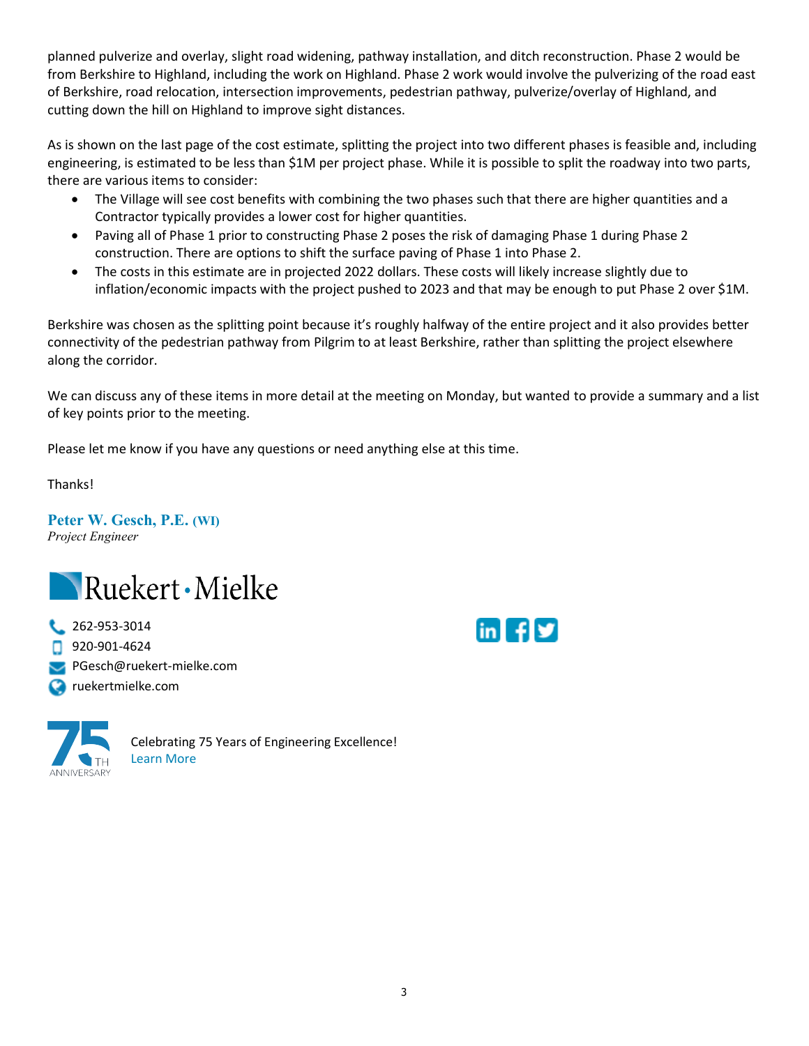planned pulverize and overlay, slight road widening, pathway installation, and ditch reconstruction. Phase 2 would be from Berkshire to Highland, including the work on Highland. Phase 2 work would involve the pulverizing of the road east of Berkshire, road relocation, intersection improvements, pedestrian pathway, pulverize/overlay of Highland, and cutting down the hill on Highland to improve sight distances.

As is shown on the last page of the cost estimate, splitting the project into two different phases is feasible and, including engineering, is estimated to be less than $1M per project phase. While it is possible to split the roadway into two parts, there are various items to consider:

- The Village will see cost benefits with combining the two phases such that there are higher quantities and a Contractor typically provides a lower cost for higher quantities.
- Paving all of Phase 1 prior to constructing Phase 2 poses the risk of damaging Phase 1 during Phase 2 construction. There are options to shift the surface paving of Phase 1 into Phase 2.
- The costs in this estimate are in projected 2022 dollars. These costs will likely increase slightly due to inflation/economic impacts with the project pushed to 2023 and that may be enough to put Phase 2 over $1M.

Berkshire was chosen as the splitting point because it's roughly halfway of the entire project and it also provides better connectivity of the pedestrian pathway from Pilgrim to at least Berkshire, rather than splitting the project elsewhere along the corridor.

We can discuss any of these items in more detail at the meeting on Monday, but wanted to provide a summary and a list of key points prior to the meeting.

Please let me know if you have any questions or need anything else at this time.

Thanks!

**Peter W. Gesch, P.E. (WI)**
*Project Engineer*

Ruekert • Mielke

262-953-3014
920-901-4624
PGesch@ruekert-mielke.com
ruekertmielke.com

75TH ANNIVERSARY

Celebrating 75 Years of Engineering Excellence!
Learn More